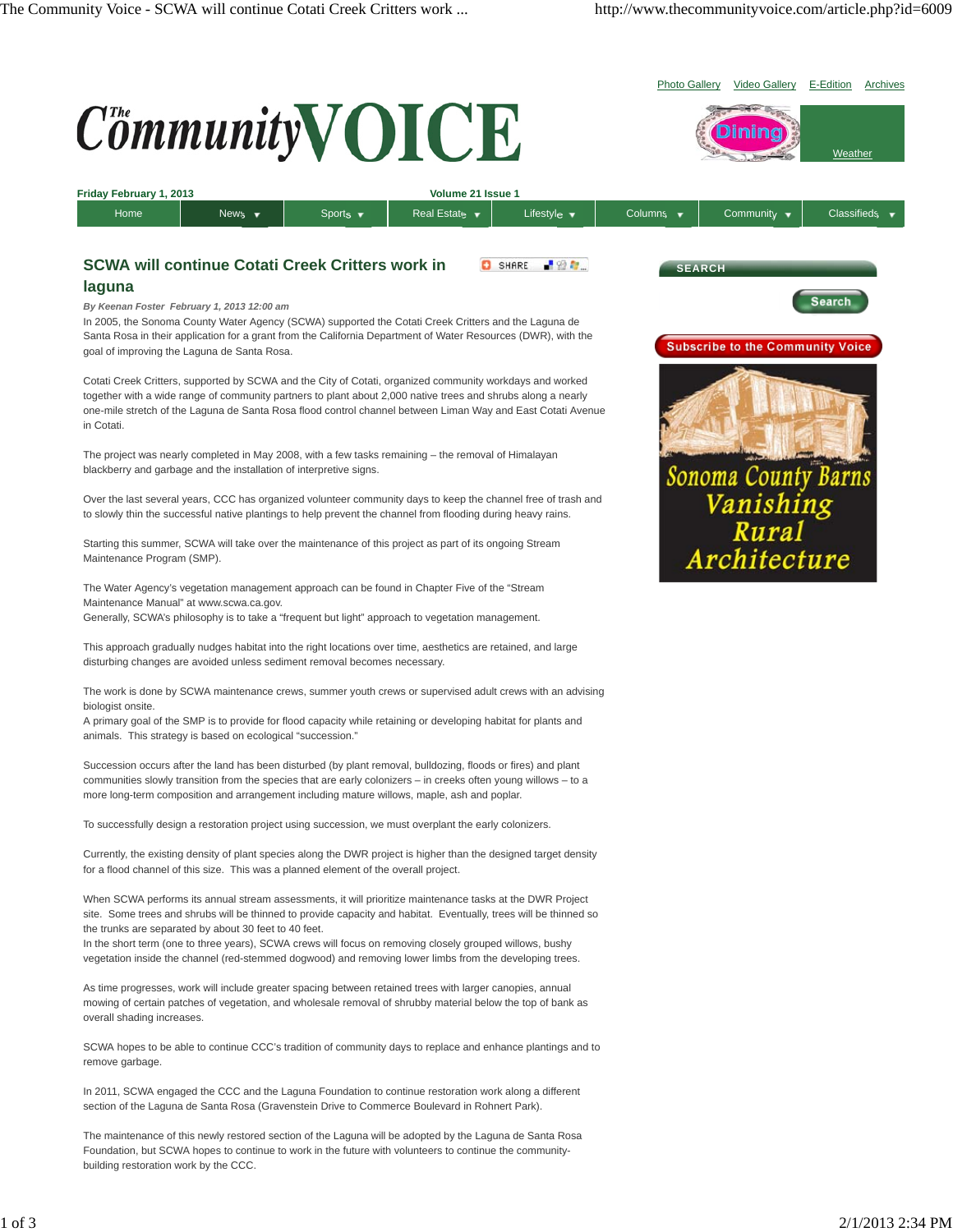## SCWA will continue Cotati Creek Critters work in laguna

*By Keenan Foster February 1, 2013 12:00 am*

In 2005, the Sonoma County Water Agency (SCWA) supported the Cotati Creek Critters and the Laguna de Santa Rosa in their application for a grant from the California Department of Water Resources (DWR), with the goal of improving the Laguna de Santa Rosa.

Cotati Creek Critters, supported by SCWA and the City of Cotati, organized community workdays and worked together with a wide range of community partners to plant about 2,000 native trees and shrubs along a nearly one-mile stretch of the Laguna de Santa Rosa flood control channel between Liman Way and East Cotati Avenue in Cotati.

The project was nearly completed in May 2008, with a few tasks remaining – the removal of Himalayan blackberry and garbage and the installation of interpretive signs.

Over the last several years, CCC has organized volunteer community days to keep the channel free of trash and to slowly thin the successful native plantings to help prevent the channel from flooding during heavy rains.

Starting this summer, SCWA will take over the maintenance of this project as part of its ongoing Stream Maintenance Program (SMP).

The Water Agency's vegetation management approach can be found in Chapter Five of the "Stream Maintenance Manual" at www.scwa.ca.gov.
Generally, SCWA's philosophy is to take a "frequent but light" approach to vegetation management.

This approach gradually nudges habitat into the right locations over time, aesthetics are retained, and large disturbing changes are avoided unless sediment removal becomes necessary.

The work is done by SCWA maintenance crews, summer youth crews or supervised adult crews with an advising biologist onsite.
A primary goal of the SMP is to provide for flood capacity while retaining or developing habitat for plants and animals. This strategy is based on ecological "succession."

Succession occurs after the land has been disturbed (by plant removal, bulldozing, floods or fires) and plant communities slowly transition from the species that are early colonizers – in creeks often young willows – to a more long-term composition and arrangement including mature willows, maple, ash and poplar.

To successfully design a restoration project using succession, we must overplant the early colonizers.

Currently, the existing density of plant species along the DWR project is higher than the designed target density for a flood channel of this size. This was a planned element of the overall project.

When SCWA performs its annual stream assessments, it will prioritize maintenance tasks at the DWR Project site. Some trees and shrubs will be thinned to provide capacity and habitat. Eventually, trees will be thinned so the trunks are separated by about 30 feet to 40 feet.
In the short term (one to three years), SCWA crews will focus on removing closely grouped willows, bushy vegetation inside the channel (red-stemmed dogwood) and removing lower limbs from the developing trees.

As time progresses, work will include greater spacing between retained trees with larger canopies, annual mowing of certain patches of vegetation, and wholesale removal of shrubby material below the top of bank as overall shading increases.

SCWA hopes to be able to continue CCC's tradition of community days to replace and enhance plantings and to remove garbage.

In 2011, SCWA engaged the CCC and the Laguna Foundation to continue restoration work along a different section of the Laguna de Santa Rosa (Gravenstein Drive to Commerce Boulevard in Rohnert Park).

The maintenance of this newly restored section of the Laguna will be adopted by the Laguna de Santa Rosa Foundation, but SCWA hopes to continue to work in the future with volunteers to continue the community-building restoration work by the CCC.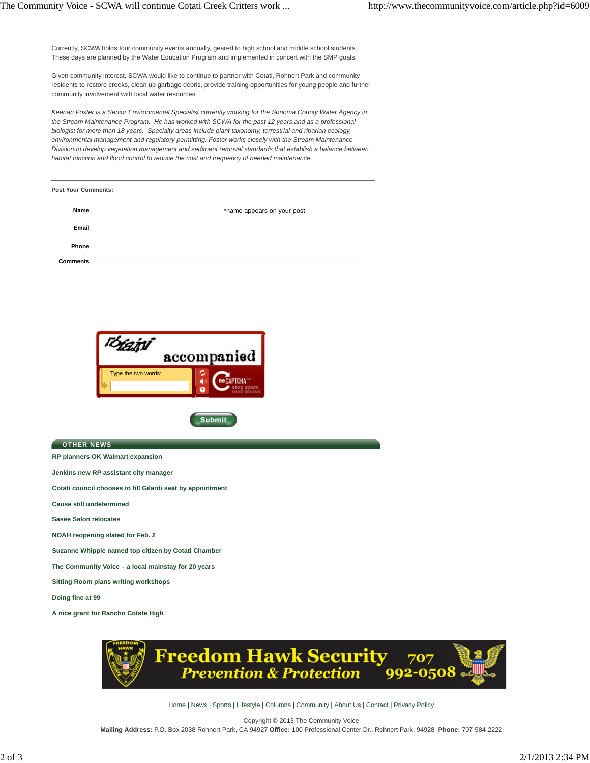Currently, SCWA holds four community events annually, geared to high school and middle school students. These days are planned by the Water Education Program and implemented in concert with the SMP goals.

Given community interest, SCWA would like to continue to partner with Cotati, Rohnert Park and community residents to restore creeks, clean up garbage debris, provide training opportunities for young people and further community involvement with local water resources.

*Keenan Foster is a Senior Environmental Specialist currently working for the Sonoma County Water Agency in the Stream Maintenance Program. He has worked with SCWA for the past 12 years and as a professional biologist for more than 18 years. Specialty areas include plant taxonomy, terrestrial and riparian ecology, environmental management and regulatory permitting. Foster works closely with the Stream Maintenance Division to develop vegetation management and sediment removal standards that establish a balance between habitat function and flood control to reduce the cost and frequency of needed maintenance.*

---

**Post Your Comments:**

**Name** *name appears on your post

**Email**

**Phone**

**Comments**

Type the two words:

Submit

## OTHER NEWS

**RP planners OK Walmart expansion**

**Jenkins new RP assistant city manager**

**Cotati council chooses to fill Gilardi seat by appointment**

**Cause still undetermined**

**Sasee Salon relocates**

**NOAH reopening slated for Feb. 2**

**Suzanne Whipple named top citizen by Cotati Chamber**

**The Community Voice – a local mainstay for 20 years**

**Sitting Room plans writing workshops**

**Doing fine at 99**

**A nice grant for Rancho Cotate High**

Freedom Hawk Security
Prevention & Protection
707 992-0508

Home | News | Sports | Lifestyle | Columns | Community | About Us | Contact | Privacy Policy

Copyright © 2013 The Community Voice

**Mailing Address:** P.O. Box 2038 Rohnert Park, CA 94927 **Office:** 100 Professional Center Dr., Rohnert Park, 94928 **Phone:** 707-584-2222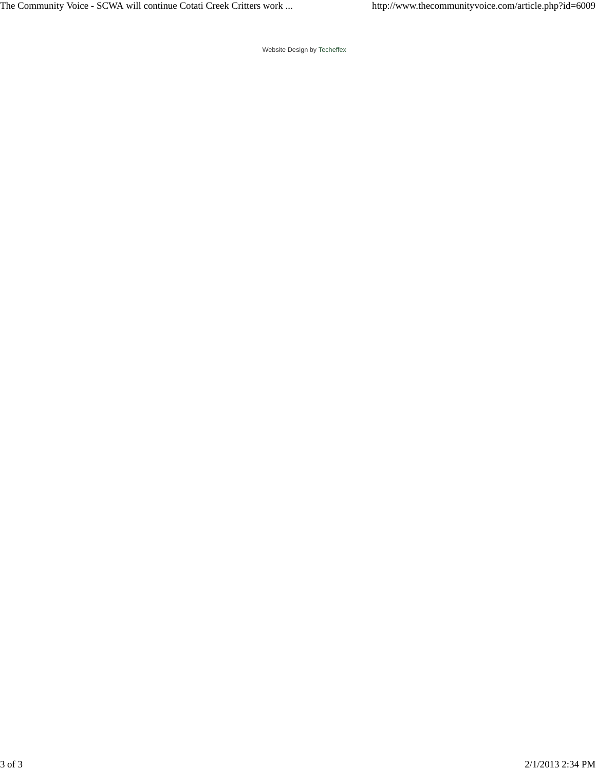Website Design by Techeffex